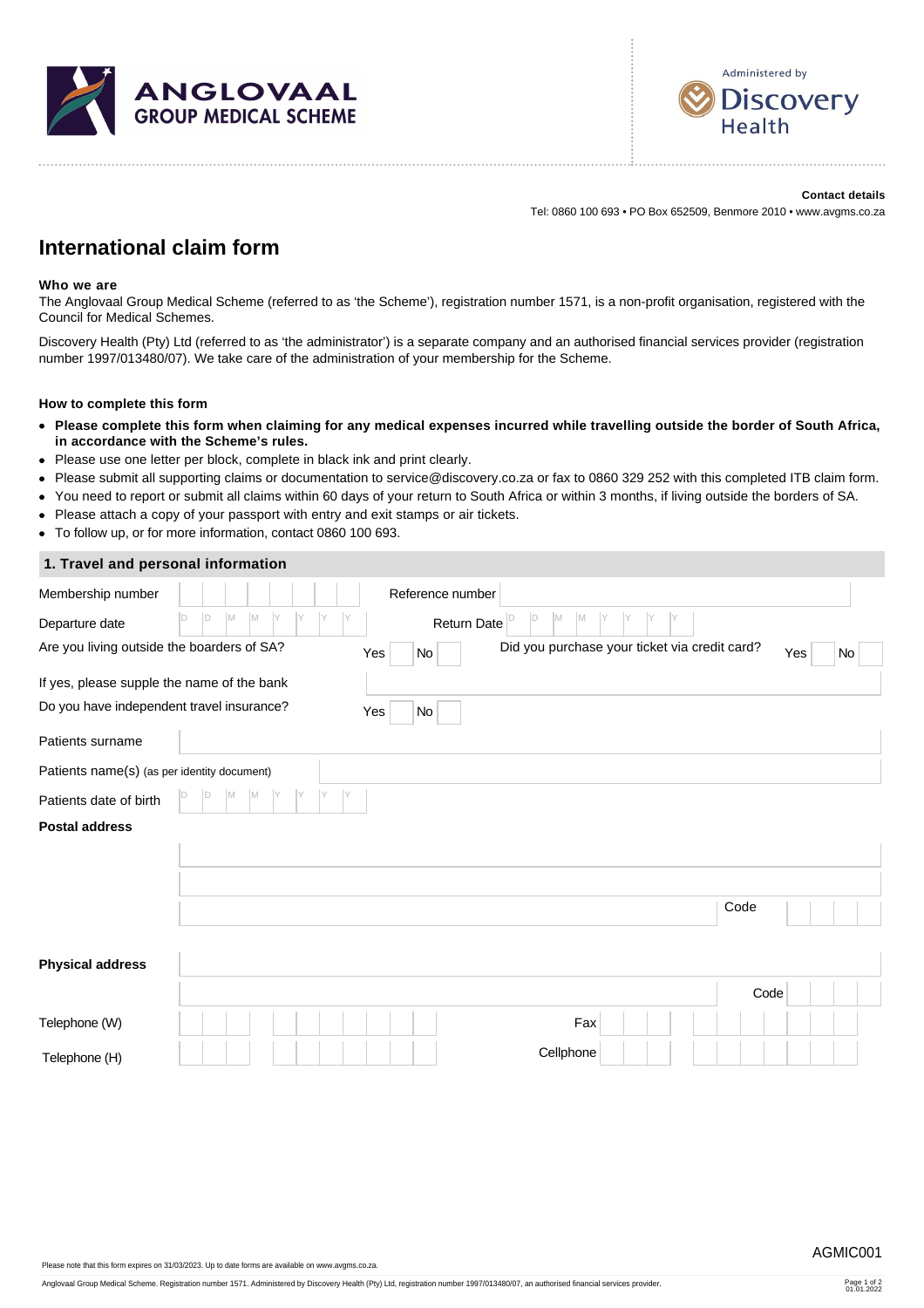ANGLOVAAL GROUP MEDICAL SCHEME

Administered by Discovery Health

**Contact details**
Tel: 0860 100 693 • PO Box 652509, Benmore 2010 • www.avgms.co.za

# International claim form

**Who we are**

The Anglovaal Group Medical Scheme (referred to as 'the Scheme'), registration number 1571, is a non-profit organisation, registered with the Council for Medical Schemes.

Discovery Health (Pty) Ltd (referred to as 'the administrator') is a separate company and an authorised financial services provider (registration number 1997/013480/07). We take care of the administration of your membership for the Scheme.

**How to complete this form**

- **Please complete this form when claiming for any medical expenses incurred while travelling outside the border of South Africa, in accordance with the Scheme's rules.**
- Please use one letter per block, complete in black ink and print clearly.
- Please submit all supporting claims or documentation to service@discovery.co.za or fax to 0860 329 252 with this completed ITB claim form.
- You need to report or submit all claims within 60 days of your return to South Africa or within 3 months, if living outside the borders of SA.
- Please attach a copy of your passport with entry and exit stamps or air tickets.
- To follow up, or for more information, contact 0860 100 693.

## 1. Travel and personal information

| | | | |
|---|---|---|---|
| Membership number | | Reference number | |
| Departure date | DD MM YYYY | Return Date | DD MM YYYY |
| Are you living outside the boarders of SA? | Yes ☐ No ☐ | Did you purchase your ticket via credit card? | Yes ☐ No ☐ |
| If yes, please supple the name of the bank | | | |
| Do you have independent travel insurance? | Yes ☐ No ☐ | | |
| Patients surname | | | |
| Patients name(s) (as per identity document) | | | |
| Patients date of birth | DD MM YYYY | | |

**Postal address**

| | |
|---|---|
| | |
| | |
| | Code |

**Physical address**

| | |
|---|---|
| | |
| | Code |

| | | | |
|---|---|---|---|
| Telephone (W) | | Fax | |
| Telephone (H) | | Cellphone | |

AGMIC001

Please note that this form expires on 31/03/2023. Up to date forms are available on www.avgms.co.za.

Anglovaal Group Medical Scheme. Registration number 1571. Administered by Discovery Health (Pty) Ltd, registration number 1997/013480/07, an authorised financial services provider.

01.01.2022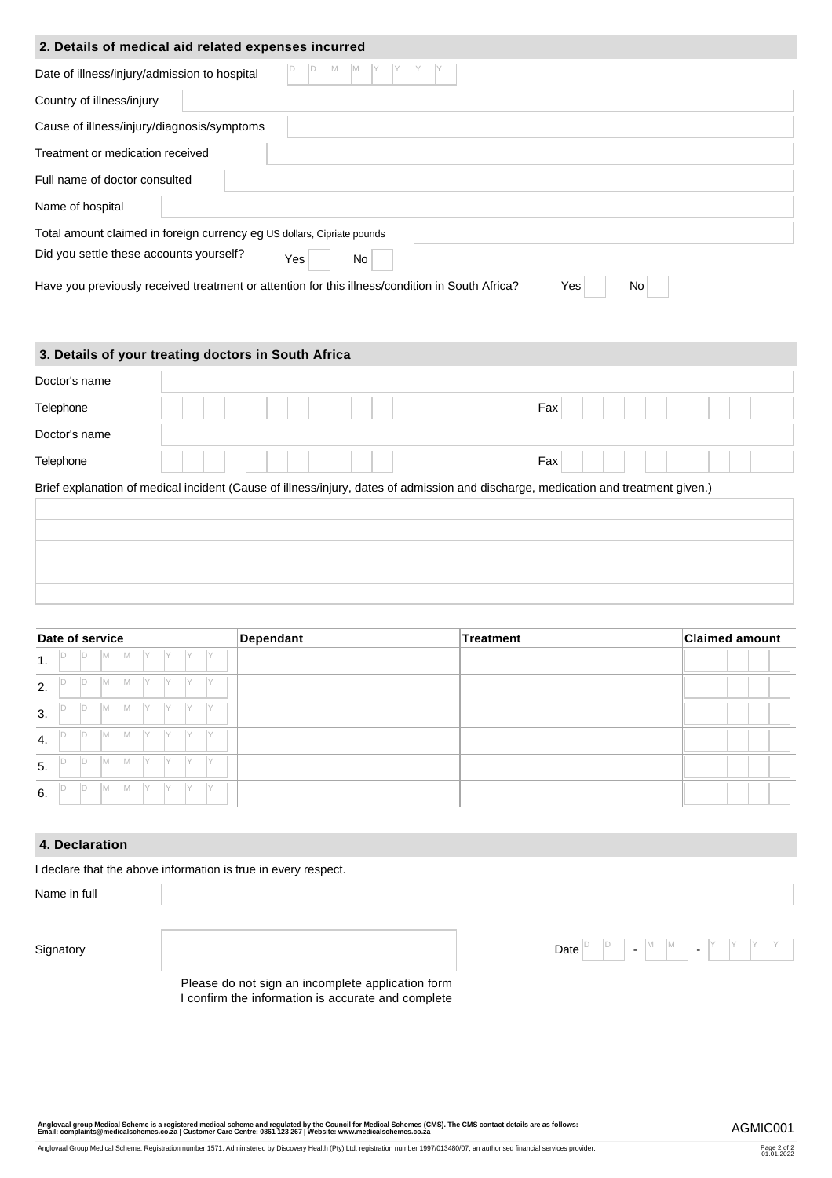## 2. Details of medical aid related expenses incurred

Date of illness/injury/admission to hospital D D M M Y Y Y Y

Country of illness/injury

Cause of illness/injury/diagnosis/symptoms

Treatment or medication received

Full name of doctor consulted

Name of hospital

Total amount claimed in foreign currency eg US dollars, Cipriate pounds

Did you settle these accounts yourself? Yes No

Have you previously received treatment or attention for this illness/condition in South Africa? Yes No

## 3. Details of your treating doctors in South Africa

Doctor's name

Telephone Fax

Doctor's name

Telephone Fax

Brief explanation of medical incident (Cause of illness/injury, dates of admission and discharge, medication and treatment given.)

| Date of service | Dependant | Treatment | Claimed amount |
|---|---|---|---|
| 1. D D M M Y Y Y Y | | | |
| 2. D D M M Y Y Y Y | | | |
| 3. D D M M Y Y Y Y | | | |
| 4. D D M M Y Y Y Y | | | |
| 5. D D M M Y Y Y Y | | | |
| 6. D D M M Y Y Y Y | | | |

## 4. Declaration

I declare that the above information is true in every respect.

Name in full

Signatory

Date D D - M M - Y Y Y Y

Please do not sign an incomplete application form
I confirm the information is accurate and complete

**Anglovaal group Medical Scheme is a registered medical scheme and regulated by the Council for Medical Schemes (CMS). The CMS contact details are as follows:**
**Email: complaints@medicalschemes.co.za | Customer Care Centre: 0861 123 267 | Website: www.medicalschemes.co.za**

AGMIC001

Anglovaal Group Medical Scheme. Registration number 1571. Administered by Discovery Health (Pty) Ltd, registration number 1997/013480/07, an authorised financial services provider.

01.01.2022